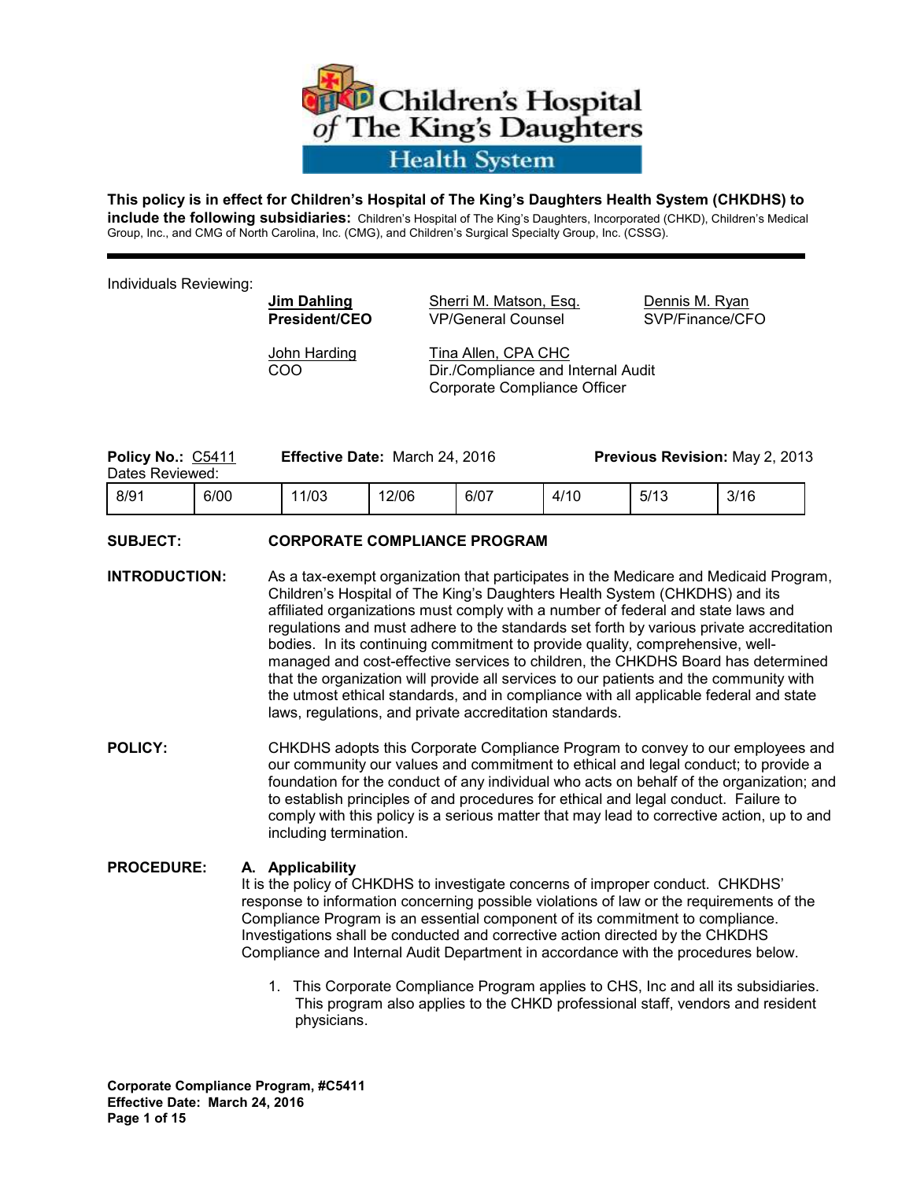# Children's Hospital of The King's Daughters Health System

**This policy is in effect for Children's Hospital of The King's Daughters Health System (CHKDHS) to include the following subsidiaries:** Children's Hospital of The King's Daughters, Incorporated (CHKD), Children's Medical Group, Inc., and CMG of North Carolina, Inc. (CMG), and Children's Surgical Specialty Group, Inc. (CSSG).

---

Individuals Reviewing:

| | | |
|---|---|---|
| **Jim Dahling**<br>**President/CEO** | Sherri M. Matson, Esq.<br>VP/General Counsel | Dennis M. Ryan<br>SVP/Finance/CFO |
| John Harding<br>COO | Tina Allen, CPA CHC<br>Dir./Compliance and Internal Audit<br>Corporate Compliance Officer | |

**Policy No.:** C5411 **Effective Date:** March 24, 2016 **Previous Revision:** May 2, 2013

Dates Reviewed:

| 8/91 | 6/00 | 11/03 | 12/06 | 6/07 | 4/10 | 5/13 | 3/16 |
|---|---|---|---|---|---|---|---|

**SUBJECT:** **CORPORATE COMPLIANCE PROGRAM**

**INTRODUCTION:** As a tax-exempt organization that participates in the Medicare and Medicaid Program, Children's Hospital of The King's Daughters Health System (CHKDHS) and its affiliated organizations must comply with a number of federal and state laws and regulations and must adhere to the standards set forth by various private accreditation bodies. In its continuing commitment to provide quality, comprehensive, well-managed and cost-effective services to children, the CHKDHS Board has determined that the organization will provide all services to our patients and the community with the utmost ethical standards, and in compliance with all applicable federal and state laws, regulations, and private accreditation standards.

**POLICY:** CHKDHS adopts this Corporate Compliance Program to convey to our employees and our community our values and commitment to ethical and legal conduct; to provide a foundation for the conduct of any individual who acts on behalf of the organization; and to establish principles of and procedures for ethical and legal conduct. Failure to comply with this policy is a serious matter that may lead to corrective action, up to and including termination.

**PROCEDURE:**

**A. Applicability**

It is the policy of CHKDHS to investigate concerns of improper conduct. CHKDHS' response to information concerning possible violations of law or the requirements of the Compliance Program is an essential component of its commitment to compliance. Investigations shall be conducted and corrective action directed by the CHKDHS Compliance and Internal Audit Department in accordance with the procedures below.

1. This Corporate Compliance Program applies to CHS, Inc and all its subsidiaries. This program also applies to the CHKD professional staff, vendors and resident physicians.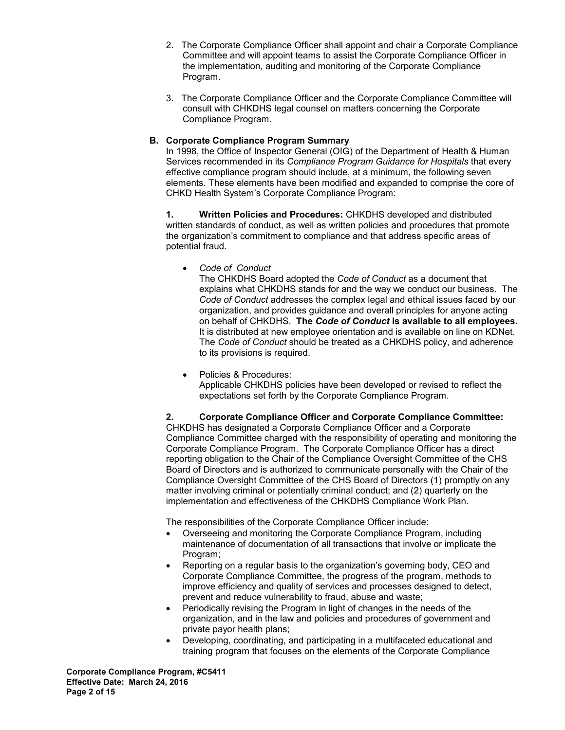2. The Corporate Compliance Officer shall appoint and chair a Corporate Compliance Committee and will appoint teams to assist the Corporate Compliance Officer in the implementation, auditing and monitoring of the Corporate Compliance Program.

3. The Corporate Compliance Officer and the Corporate Compliance Committee will consult with CHKDHS legal counsel on matters concerning the Corporate Compliance Program.

### B. Corporate Compliance Program Summary

In 1998, the Office of Inspector General (OIG) of the Department of Health & Human Services recommended in its *Compliance Program Guidance for Hospitals* that every effective compliance program should include, at a minimum, the following seven elements. These elements have been modified and expanded to comprise the core of CHKD Health System's Corporate Compliance Program:

**1. Written Policies and Procedures:** CHKDHS developed and distributed written standards of conduct, as well as written policies and procedures that promote the organization's commitment to compliance and that address specific areas of potential fraud.

- *Code of Conduct*
  The CHKDHS Board adopted the *Code of Conduct* as a document that explains what CHKDHS stands for and the way we conduct our business. The *Code of Conduct* addresses the complex legal and ethical issues faced by our organization, and provides guidance and overall principles for anyone acting on behalf of CHKDHS. **The *Code of Conduct* is available to all employees.** It is distributed at new employee orientation and is available on line on KDNet. The *Code of Conduct* should be treated as a CHKDHS policy, and adherence to its provisions is required.

- Policies & Procedures:
  Applicable CHKDHS policies have been developed or revised to reflect the expectations set forth by the Corporate Compliance Program.

**2. Corporate Compliance Officer and Corporate Compliance Committee:** CHKDHS has designated a Corporate Compliance Officer and a Corporate Compliance Committee charged with the responsibility of operating and monitoring the Corporate Compliance Program. The Corporate Compliance Officer has a direct reporting obligation to the Chair of the Compliance Oversight Committee of the CHS Board of Directors and is authorized to communicate personally with the Chair of the Compliance Oversight Committee of the CHS Board of Directors (1) promptly on any matter involving criminal or potentially criminal conduct; and (2) quarterly on the implementation and effectiveness of the CHKDHS Compliance Work Plan.

The responsibilities of the Corporate Compliance Officer include:

- Overseeing and monitoring the Corporate Compliance Program, including maintenance of documentation of all transactions that involve or implicate the Program;
- Reporting on a regular basis to the organization's governing body, CEO and Corporate Compliance Committee, the progress of the program, methods to improve efficiency and quality of services and processes designed to detect, prevent and reduce vulnerability to fraud, abuse and waste;
- Periodically revising the Program in light of changes in the needs of the organization, and in the law and policies and procedures of government and private payor health plans;
- Developing, coordinating, and participating in a multifaceted educational and training program that focuses on the elements of the Corporate Compliance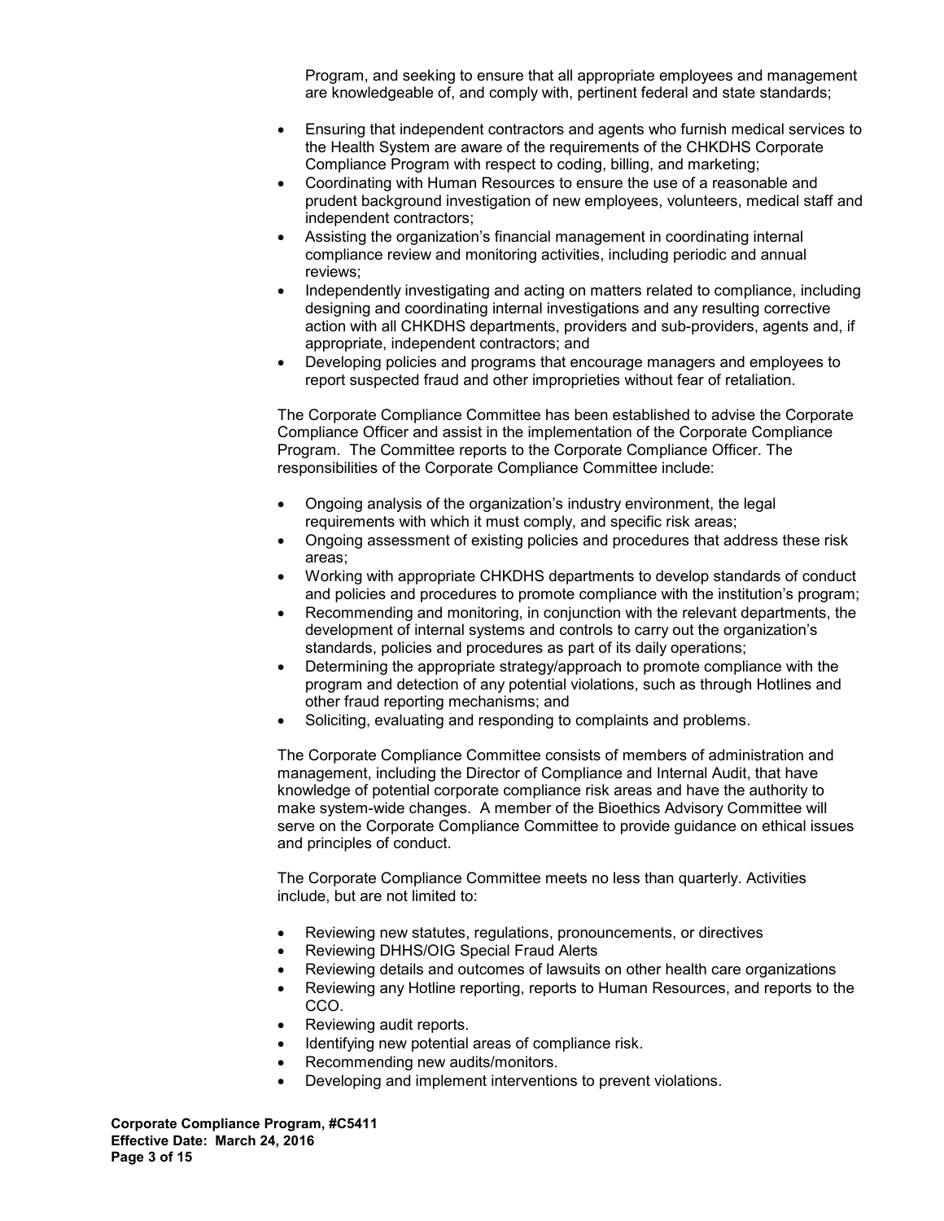Program, and seeking to ensure that all appropriate employees and management are knowledgeable of, and comply with, pertinent federal and state standards;

- Ensuring that independent contractors and agents who furnish medical services to the Health System are aware of the requirements of the CHKDHS Corporate Compliance Program with respect to coding, billing, and marketing;
- Coordinating with Human Resources to ensure the use of a reasonable and prudent background investigation of new employees, volunteers, medical staff and independent contractors;
- Assisting the organization's financial management in coordinating internal compliance review and monitoring activities, including periodic and annual reviews;
- Independently investigating and acting on matters related to compliance, including designing and coordinating internal investigations and any resulting corrective action with all CHKDHS departments, providers and sub-providers, agents and, if appropriate, independent contractors; and
- Developing policies and programs that encourage managers and employees to report suspected fraud and other improprieties without fear of retaliation.

The Corporate Compliance Committee has been established to advise the Corporate Compliance Officer and assist in the implementation of the Corporate Compliance Program. The Committee reports to the Corporate Compliance Officer. The responsibilities of the Corporate Compliance Committee include:

- Ongoing analysis of the organization's industry environment, the legal requirements with which it must comply, and specific risk areas;
- Ongoing assessment of existing policies and procedures that address these risk areas;
- Working with appropriate CHKDHS departments to develop standards of conduct and policies and procedures to promote compliance with the institution's program;
- Recommending and monitoring, in conjunction with the relevant departments, the development of internal systems and controls to carry out the organization's standards, policies and procedures as part of its daily operations;
- Determining the appropriate strategy/approach to promote compliance with the program and detection of any potential violations, such as through Hotlines and other fraud reporting mechanisms; and
- Soliciting, evaluating and responding to complaints and problems.

The Corporate Compliance Committee consists of members of administration and management, including the Director of Compliance and Internal Audit, that have knowledge of potential corporate compliance risk areas and have the authority to make system-wide changes. A member of the Bioethics Advisory Committee will serve on the Corporate Compliance Committee to provide guidance on ethical issues and principles of conduct.

The Corporate Compliance Committee meets no less than quarterly. Activities include, but are not limited to:

- Reviewing new statutes, regulations, pronouncements, or directives
- Reviewing DHHS/OIG Special Fraud Alerts
- Reviewing details and outcomes of lawsuits on other health care organizations
- Reviewing any Hotline reporting, reports to Human Resources, and reports to the CCO.
- Reviewing audit reports.
- Identifying new potential areas of compliance risk.
- Recommending new audits/monitors.
- Developing and implement interventions to prevent violations.

**Corporate Compliance Program, #C5411**
**Effective Date: March 24, 2016**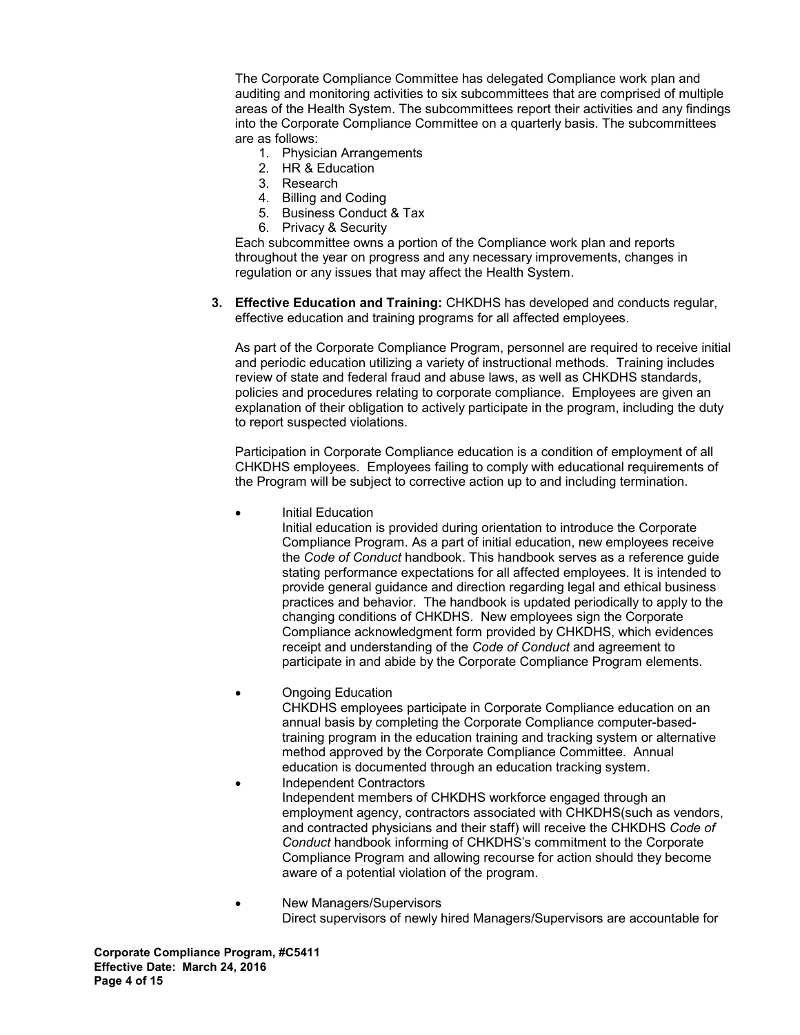The Corporate Compliance Committee has delegated Compliance work plan and auditing and monitoring activities to six subcommittees that are comprised of multiple areas of the Health System. The subcommittees report their activities and any findings into the Corporate Compliance Committee on a quarterly basis. The subcommittees are as follows:

1. Physician Arrangements
2. HR & Education
3. Research
4. Billing and Coding
5. Business Conduct & Tax
6. Privacy & Security

Each subcommittee owns a portion of the Compliance work plan and reports throughout the year on progress and any necessary improvements, changes in regulation or any issues that may affect the Health System.

3. **Effective Education and Training:** CHKDHS has developed and conducts regular, effective education and training programs for all affected employees.

   As part of the Corporate Compliance Program, personnel are required to receive initial and periodic education utilizing a variety of instructional methods. Training includes review of state and federal fraud and abuse laws, as well as CHKDHS standards, policies and procedures relating to corporate compliance. Employees are given an explanation of their obligation to actively participate in the program, including the duty to report suspected violations.

   Participation in Corporate Compliance education is a condition of employment of all CHKDHS employees. Employees failing to comply with educational requirements of the Program will be subject to corrective action up to and including termination.

   - Initial Education
     Initial education is provided during orientation to introduce the Corporate Compliance Program. As a part of initial education, new employees receive the *Code of Conduct* handbook. This handbook serves as a reference guide stating performance expectations for all affected employees. It is intended to provide general guidance and direction regarding legal and ethical business practices and behavior. The handbook is updated periodically to apply to the changing conditions of CHKDHS. New employees sign the Corporate Compliance acknowledgment form provided by CHKDHS, which evidences receipt and understanding of the *Code of Conduct* and agreement to participate in and abide by the Corporate Compliance Program elements.

   - Ongoing Education
     CHKDHS employees participate in Corporate Compliance education on an annual basis by completing the Corporate Compliance computer-based-training program in the education training and tracking system or alternative method approved by the Corporate Compliance Committee. Annual education is documented through an education tracking system.

   - Independent Contractors
     Independent members of CHKDHS workforce engaged through an employment agency, contractors associated with CHKDHS(such as vendors, and contracted physicians and their staff) will receive the CHKDHS *Code of Conduct* handbook informing of CHKDHS's commitment to the Corporate Compliance Program and allowing recourse for action should they become aware of a potential violation of the program.

   - New Managers/Supervisors
     Direct supervisors of newly hired Managers/Supervisors are accountable for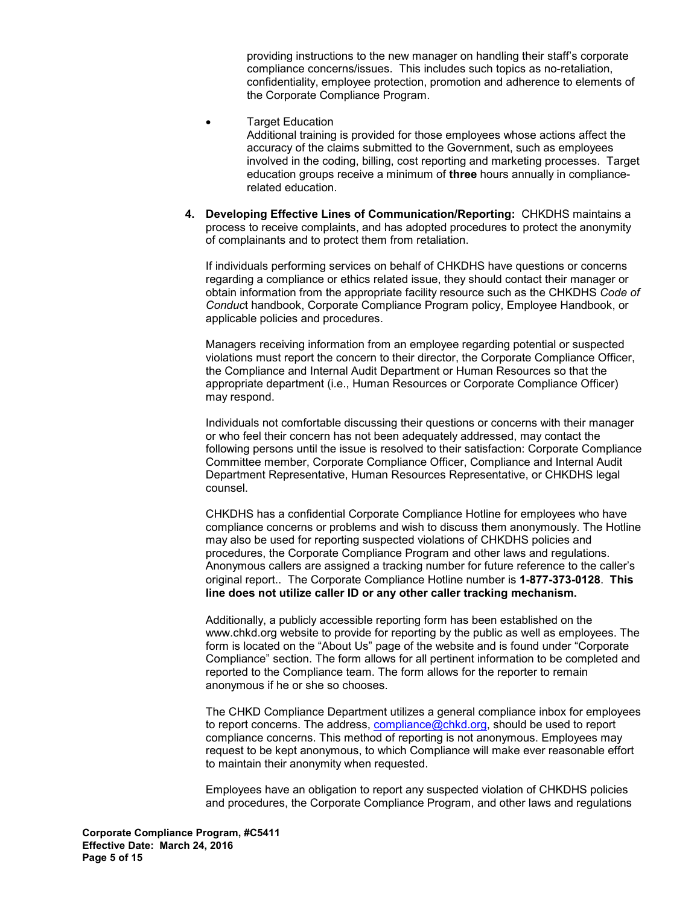providing instructions to the new manager on handling their staff's corporate compliance concerns/issues. This includes such topics as no-retaliation, confidentiality, employee protection, promotion and adherence to elements of the Corporate Compliance Program.

- Target Education
  Additional training is provided for those employees whose actions affect the accuracy of the claims submitted to the Government, such as employees involved in the coding, billing, cost reporting and marketing processes. Target education groups receive a minimum of **three** hours annually in compliance-related education.

4. **Developing Effective Lines of Communication/Reporting:** CHKDHS maintains a process to receive complaints, and has adopted procedures to protect the anonymity of complainants and to protect them from retaliation.

   If individuals performing services on behalf of CHKDHS have questions or concerns regarding a compliance or ethics related issue, they should contact their manager or obtain information from the appropriate facility resource such as the CHKDHS *Code of Conduc*t handbook, Corporate Compliance Program policy, Employee Handbook, or applicable policies and procedures.

   Managers receiving information from an employee regarding potential or suspected violations must report the concern to their director, the Corporate Compliance Officer, the Compliance and Internal Audit Department or Human Resources so that the appropriate department (i.e., Human Resources or Corporate Compliance Officer) may respond.

   Individuals not comfortable discussing their questions or concerns with their manager or who feel their concern has not been adequately addressed, may contact the following persons until the issue is resolved to their satisfaction: Corporate Compliance Committee member, Corporate Compliance Officer, Compliance and Internal Audit Department Representative, Human Resources Representative, or CHKDHS legal counsel.

   CHKDHS has a confidential Corporate Compliance Hotline for employees who have compliance concerns or problems and wish to discuss them anonymously. The Hotline may also be used for reporting suspected violations of CHKDHS policies and procedures, the Corporate Compliance Program and other laws and regulations. Anonymous callers are assigned a tracking number for future reference to the caller's original report.. The Corporate Compliance Hotline number is **1-877-373-0128**. **This line does not utilize caller ID or any other caller tracking mechanism.**

   Additionally, a publicly accessible reporting form has been established on the www.chkd.org website to provide for reporting by the public as well as employees. The form is located on the "About Us" page of the website and is found under "Corporate Compliance" section. The form allows for all pertinent information to be completed and reported to the Compliance team. The form allows for the reporter to remain anonymous if he or she so chooses.

   The CHKD Compliance Department utilizes a general compliance inbox for employees to report concerns. The address, compliance@chkd.org, should be used to report compliance concerns. This method of reporting is not anonymous. Employees may request to be kept anonymous, to which Compliance will make ever reasonable effort to maintain their anonymity when requested.

   Employees have an obligation to report any suspected violation of CHKDHS policies and procedures, the Corporate Compliance Program, and other laws and regulations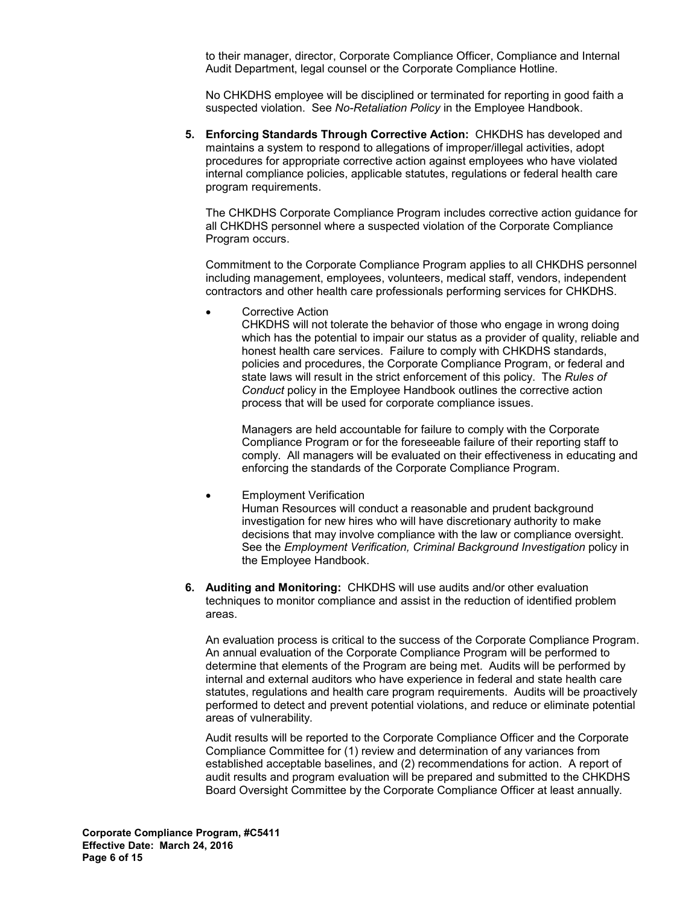to their manager, director, Corporate Compliance Officer, Compliance and Internal Audit Department, legal counsel or the Corporate Compliance Hotline.

No CHKDHS employee will be disciplined or terminated for reporting in good faith a suspected violation. See *No-Retaliation Policy* in the Employee Handbook.

5. **Enforcing Standards Through Corrective Action:** CHKDHS has developed and maintains a system to respond to allegations of improper/illegal activities, adopt procedures for appropriate corrective action against employees who have violated internal compliance policies, applicable statutes, regulations or federal health care program requirements.

   The CHKDHS Corporate Compliance Program includes corrective action guidance for all CHKDHS personnel where a suspected violation of the Corporate Compliance Program occurs.

   Commitment to the Corporate Compliance Program applies to all CHKDHS personnel including management, employees, volunteers, medical staff, vendors, independent contractors and other health care professionals performing services for CHKDHS.

   - Corrective Action
     CHKDHS will not tolerate the behavior of those who engage in wrong doing which has the potential to impair our status as a provider of quality, reliable and honest health care services. Failure to comply with CHKDHS standards, policies and procedures, the Corporate Compliance Program, or federal and state laws will result in the strict enforcement of this policy. The *Rules of Conduct* policy in the Employee Handbook outlines the corrective action process that will be used for corporate compliance issues.

     Managers are held accountable for failure to comply with the Corporate Compliance Program or for the foreseeable failure of their reporting staff to comply. All managers will be evaluated on their effectiveness in educating and enforcing the standards of the Corporate Compliance Program.

   - Employment Verification
     Human Resources will conduct a reasonable and prudent background investigation for new hires who will have discretionary authority to make decisions that may involve compliance with the law or compliance oversight. See the *Employment Verification, Criminal Background Investigation* policy in the Employee Handbook.

6. **Auditing and Monitoring:** CHKDHS will use audits and/or other evaluation techniques to monitor compliance and assist in the reduction of identified problem areas.

   An evaluation process is critical to the success of the Corporate Compliance Program. An annual evaluation of the Corporate Compliance Program will be performed to determine that elements of the Program are being met. Audits will be performed by internal and external auditors who have experience in federal and state health care statutes, regulations and health care program requirements. Audits will be proactively performed to detect and prevent potential violations, and reduce or eliminate potential areas of vulnerability.

   Audit results will be reported to the Corporate Compliance Officer and the Corporate Compliance Committee for (1) review and determination of any variances from established acceptable baselines, and (2) recommendations for action. A report of audit results and program evaluation will be prepared and submitted to the CHKDHS Board Oversight Committee by the Corporate Compliance Officer at least annually.

**Corporate Compliance Program, #C5411**
**Effective Date: March 24, 2016**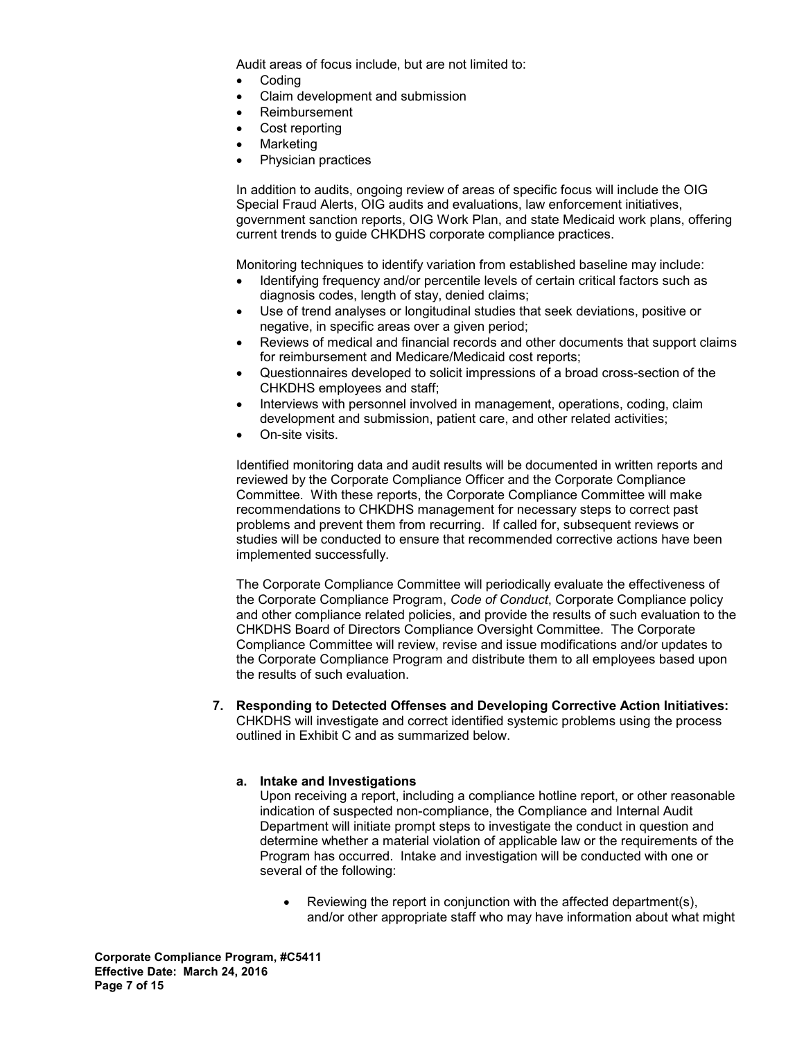Audit areas of focus include, but are not limited to:

- Coding
- Claim development and submission
- Reimbursement
- Cost reporting
- Marketing
- Physician practices

In addition to audits, ongoing review of areas of specific focus will include the OIG Special Fraud Alerts, OIG audits and evaluations, law enforcement initiatives, government sanction reports, OIG Work Plan, and state Medicaid work plans, offering current trends to guide CHKDHS corporate compliance practices.

Monitoring techniques to identify variation from established baseline may include:

- Identifying frequency and/or percentile levels of certain critical factors such as diagnosis codes, length of stay, denied claims;
- Use of trend analyses or longitudinal studies that seek deviations, positive or negative, in specific areas over a given period;
- Reviews of medical and financial records and other documents that support claims for reimbursement and Medicare/Medicaid cost reports;
- Questionnaires developed to solicit impressions of a broad cross-section of the CHKDHS employees and staff;
- Interviews with personnel involved in management, operations, coding, claim development and submission, patient care, and other related activities;
- On-site visits.

Identified monitoring data and audit results will be documented in written reports and reviewed by the Corporate Compliance Officer and the Corporate Compliance Committee. With these reports, the Corporate Compliance Committee will make recommendations to CHKDHS management for necessary steps to correct past problems and prevent them from recurring. If called for, subsequent reviews or studies will be conducted to ensure that recommended corrective actions have been implemented successfully.

The Corporate Compliance Committee will periodically evaluate the effectiveness of the Corporate Compliance Program, *Code of Conduct*, Corporate Compliance policy and other compliance related policies, and provide the results of such evaluation to the CHKDHS Board of Directors Compliance Oversight Committee. The Corporate Compliance Committee will review, revise and issue modifications and/or updates to the Corporate Compliance Program and distribute them to all employees based upon the results of such evaluation.

7. **Responding to Detected Offenses and Developing Corrective Action Initiatives:** CHKDHS will investigate and correct identified systemic problems using the process outlined in Exhibit C and as summarized below.

   a. **Intake and Investigations**
   
   Upon receiving a report, including a compliance hotline report, or other reasonable indication of suspected non-compliance, the Compliance and Internal Audit Department will initiate prompt steps to investigate the conduct in question and determine whether a material violation of applicable law or the requirements of the Program has occurred. Intake and investigation will be conducted with one or several of the following:

   - Reviewing the report in conjunction with the affected department(s), and/or other appropriate staff who may have information about what might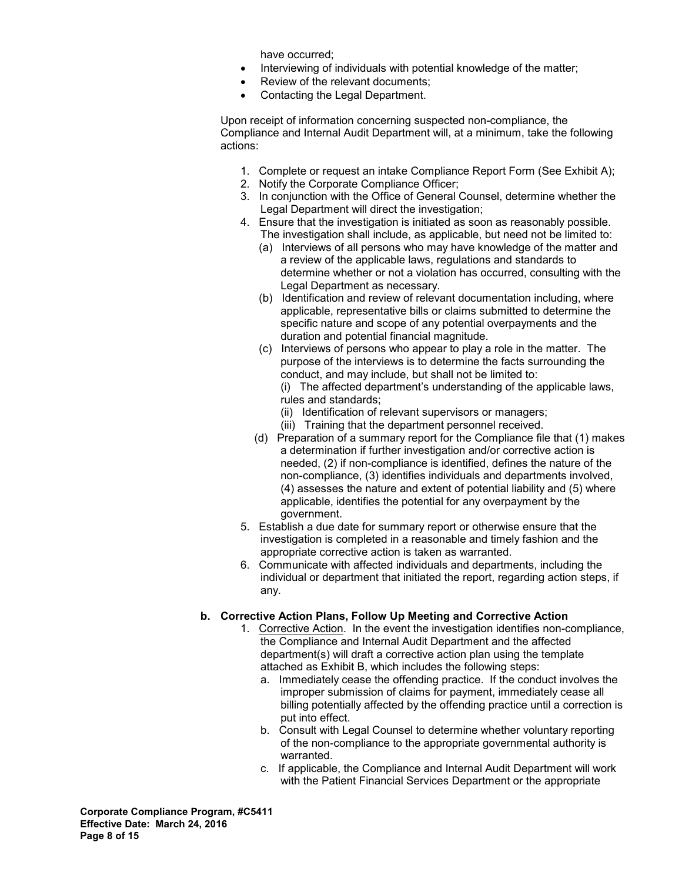have occurred;

- Interviewing of individuals with potential knowledge of the matter;
- Review of the relevant documents;
- Contacting the Legal Department.

Upon receipt of information concerning suspected non-compliance, the Compliance and Internal Audit Department will, at a minimum, take the following actions:

1. Complete or request an intake Compliance Report Form (See Exhibit A);
2. Notify the Corporate Compliance Officer;
3. In conjunction with the Office of General Counsel, determine whether the Legal Department will direct the investigation;
4. Ensure that the investigation is initiated as soon as reasonably possible. The investigation shall include, as applicable, but need not be limited to:
   (a) Interviews of all persons who may have knowledge of the matter and a review of the applicable laws, regulations and standards to determine whether or not a violation has occurred, consulting with the Legal Department as necessary.
   (b) Identification and review of relevant documentation including, where applicable, representative bills or claims submitted to determine the specific nature and scope of any potential overpayments and the duration and potential financial magnitude.
   (c) Interviews of persons who appear to play a role in the matter. The purpose of the interviews is to determine the facts surrounding the conduct, and may include, but shall not be limited to:
   (i) The affected department's understanding of the applicable laws, rules and standards;
   (ii) Identification of relevant supervisors or managers;
   (iii) Training that the department personnel received.
   (d) Preparation of a summary report for the Compliance file that (1) makes a determination if further investigation and/or corrective action is needed, (2) if non-compliance is identified, defines the nature of the non-compliance, (3) identifies individuals and departments involved, (4) assesses the nature and extent of potential liability and (5) where applicable, identifies the potential for any overpayment by the government.
5. Establish a due date for summary report or otherwise ensure that the investigation is completed in a reasonable and timely fashion and the appropriate corrective action is taken as warranted.
6. Communicate with affected individuals and departments, including the individual or department that initiated the report, regarding action steps, if any.

**b. Corrective Action Plans, Follow Up Meeting and Corrective Action**

1. Corrective Action. In the event the investigation identifies non-compliance, the Compliance and Internal Audit Department and the affected department(s) will draft a corrective action plan using the template attached as Exhibit B, which includes the following steps:
   a. Immediately cease the offending practice. If the conduct involves the improper submission of claims for payment, immediately cease all billing potentially affected by the offending practice until a correction is put into effect.
   b. Consult with Legal Counsel to determine whether voluntary reporting of the non-compliance to the appropriate governmental authority is warranted.
   c. If applicable, the Compliance and Internal Audit Department will work with the Patient Financial Services Department or the appropriate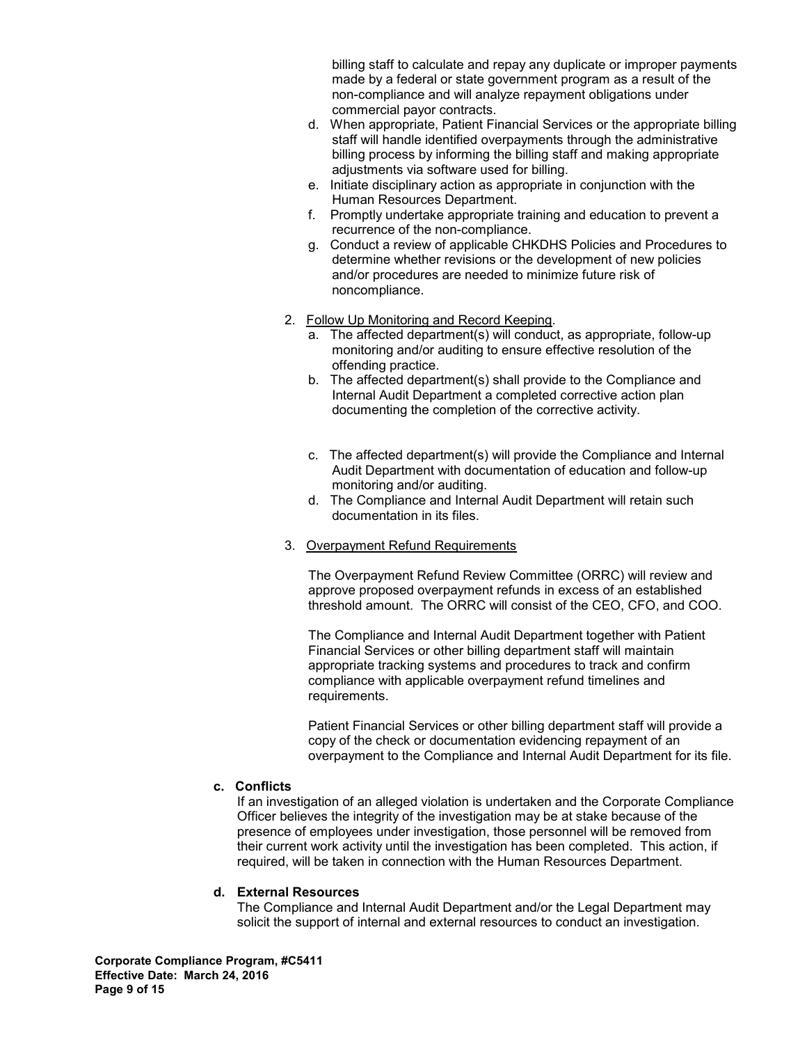billing staff to calculate and repay any duplicate or improper payments made by a federal or state government program as a result of the non-compliance and will analyze repayment obligations under commercial payor contracts.

d. When appropriate, Patient Financial Services or the appropriate billing staff will handle identified overpayments through the administrative billing process by informing the billing staff and making appropriate adjustments via software used for billing.

e. Initiate disciplinary action as appropriate in conjunction with the Human Resources Department.

f. Promptly undertake appropriate training and education to prevent a recurrence of the non-compliance.

g. Conduct a review of applicable CHKDHS Policies and Procedures to determine whether revisions or the development of new policies and/or procedures are needed to minimize future risk of noncompliance.

2. Follow Up Monitoring and Record Keeping.
   a. The affected department(s) will conduct, as appropriate, follow-up monitoring and/or auditing to ensure effective resolution of the offending practice.
   b. The affected department(s) shall provide to the Compliance and Internal Audit Department a completed corrective action plan documenting the completion of the corrective activity.
   c. The affected department(s) will provide the Compliance and Internal Audit Department with documentation of education and follow-up monitoring and/or auditing.
   d. The Compliance and Internal Audit Department will retain such documentation in its files.

3. Overpayment Refund Requirements

   The Overpayment Refund Review Committee (ORRC) will review and approve proposed overpayment refunds in excess of an established threshold amount. The ORRC will consist of the CEO, CFO, and COO.

   The Compliance and Internal Audit Department together with Patient Financial Services or other billing department staff will maintain appropriate tracking systems and procedures to track and confirm compliance with applicable overpayment refund timelines and requirements.

   Patient Financial Services or other billing department staff will provide a copy of the check or documentation evidencing repayment of an overpayment to the Compliance and Internal Audit Department for its file.

**c. Conflicts**

If an investigation of an alleged violation is undertaken and the Corporate Compliance Officer believes the integrity of the investigation may be at stake because of the presence of employees under investigation, those personnel will be removed from their current work activity until the investigation has been completed. This action, if required, will be taken in connection with the Human Resources Department.

**d. External Resources**

The Compliance and Internal Audit Department and/or the Legal Department may solicit the support of internal and external resources to conduct an investigation.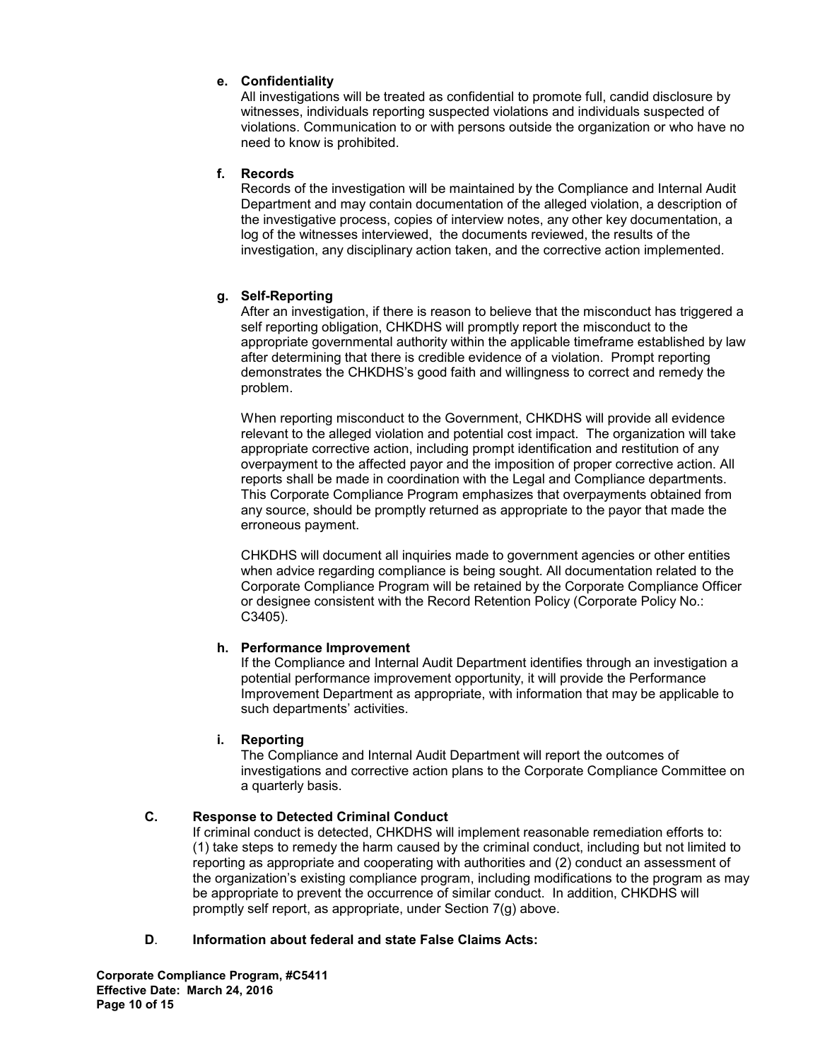**e. Confidentiality**

All investigations will be treated as confidential to promote full, candid disclosure by witnesses, individuals reporting suspected violations and individuals suspected of violations. Communication to or with persons outside the organization or who have no need to know is prohibited.

**f. Records**

Records of the investigation will be maintained by the Compliance and Internal Audit Department and may contain documentation of the alleged violation, a description of the investigative process, copies of interview notes, any other key documentation, a log of the witnesses interviewed, the documents reviewed, the results of the investigation, any disciplinary action taken, and the corrective action implemented.

**g. Self-Reporting**

After an investigation, if there is reason to believe that the misconduct has triggered a self reporting obligation, CHKDHS will promptly report the misconduct to the appropriate governmental authority within the applicable timeframe established by law after determining that there is credible evidence of a violation. Prompt reporting demonstrates the CHKDHS's good faith and willingness to correct and remedy the problem.

When reporting misconduct to the Government, CHKDHS will provide all evidence relevant to the alleged violation and potential cost impact. The organization will take appropriate corrective action, including prompt identification and restitution of any overpayment to the affected payor and the imposition of proper corrective action. All reports shall be made in coordination with the Legal and Compliance departments. This Corporate Compliance Program emphasizes that overpayments obtained from any source, should be promptly returned as appropriate to the payor that made the erroneous payment.

CHKDHS will document all inquiries made to government agencies or other entities when advice regarding compliance is being sought. All documentation related to the Corporate Compliance Program will be retained by the Corporate Compliance Officer or designee consistent with the Record Retention Policy (Corporate Policy No.: C3405).

**h. Performance Improvement**

If the Compliance and Internal Audit Department identifies through an investigation a potential performance improvement opportunity, it will provide the Performance Improvement Department as appropriate, with information that may be applicable to such departments' activities.

**i. Reporting**

The Compliance and Internal Audit Department will report the outcomes of investigations and corrective action plans to the Corporate Compliance Committee on a quarterly basis.

**C. Response to Detected Criminal Conduct**

If criminal conduct is detected, CHKDHS will implement reasonable remediation efforts to: (1) take steps to remedy the harm caused by the criminal conduct, including but not limited to reporting as appropriate and cooperating with authorities and (2) conduct an assessment of the organization's existing compliance program, including modifications to the program as may be appropriate to prevent the occurrence of similar conduct. In addition, CHKDHS will promptly self report, as appropriate, under Section 7(g) above.

**D. Information about federal and state False Claims Acts:**

**Corporate Compliance Program, #C5411**
**Effective Date: March 24, 2016**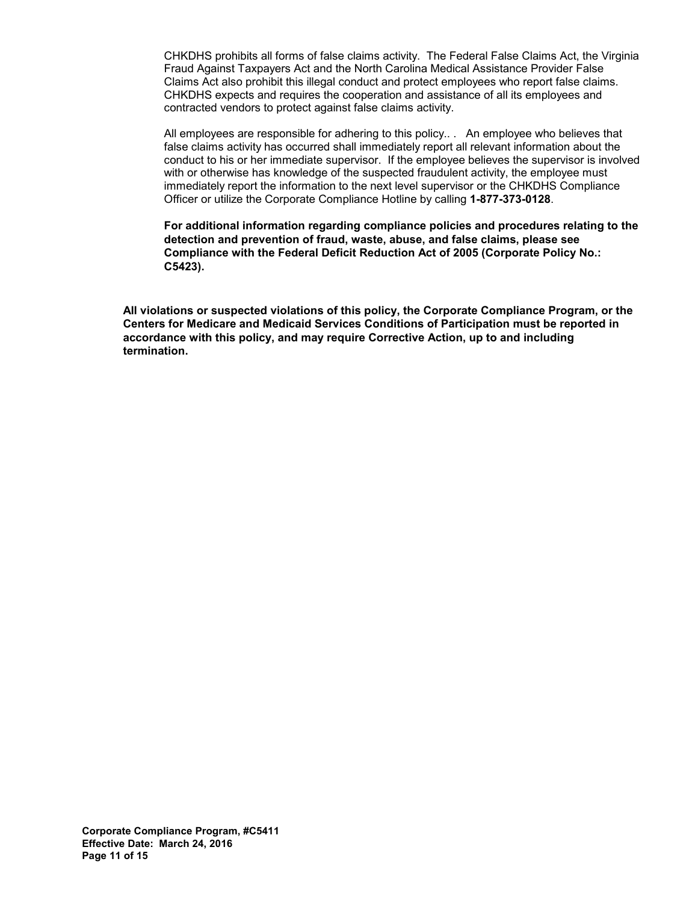CHKDHS prohibits all forms of false claims activity. The Federal False Claims Act, the Virginia Fraud Against Taxpayers Act and the North Carolina Medical Assistance Provider False Claims Act also prohibit this illegal conduct and protect employees who report false claims. CHKDHS expects and requires the cooperation and assistance of all its employees and contracted vendors to protect against false claims activity.

All employees are responsible for adhering to this policy.. . An employee who believes that false claims activity has occurred shall immediately report all relevant information about the conduct to his or her immediate supervisor. If the employee believes the supervisor is involved with or otherwise has knowledge of the suspected fraudulent activity, the employee must immediately report the information to the next level supervisor or the CHKDHS Compliance Officer or utilize the Corporate Compliance Hotline by calling **1-877-373-0128**.

**For additional information regarding compliance policies and procedures relating to the detection and prevention of fraud, waste, abuse, and false claims, please see Compliance with the Federal Deficit Reduction Act of 2005 (Corporate Policy No.: C5423).**

**All violations or suspected violations of this policy, the Corporate Compliance Program, or the Centers for Medicare and Medicaid Services Conditions of Participation must be reported in accordance with this policy, and may require Corrective Action, up to and including termination.**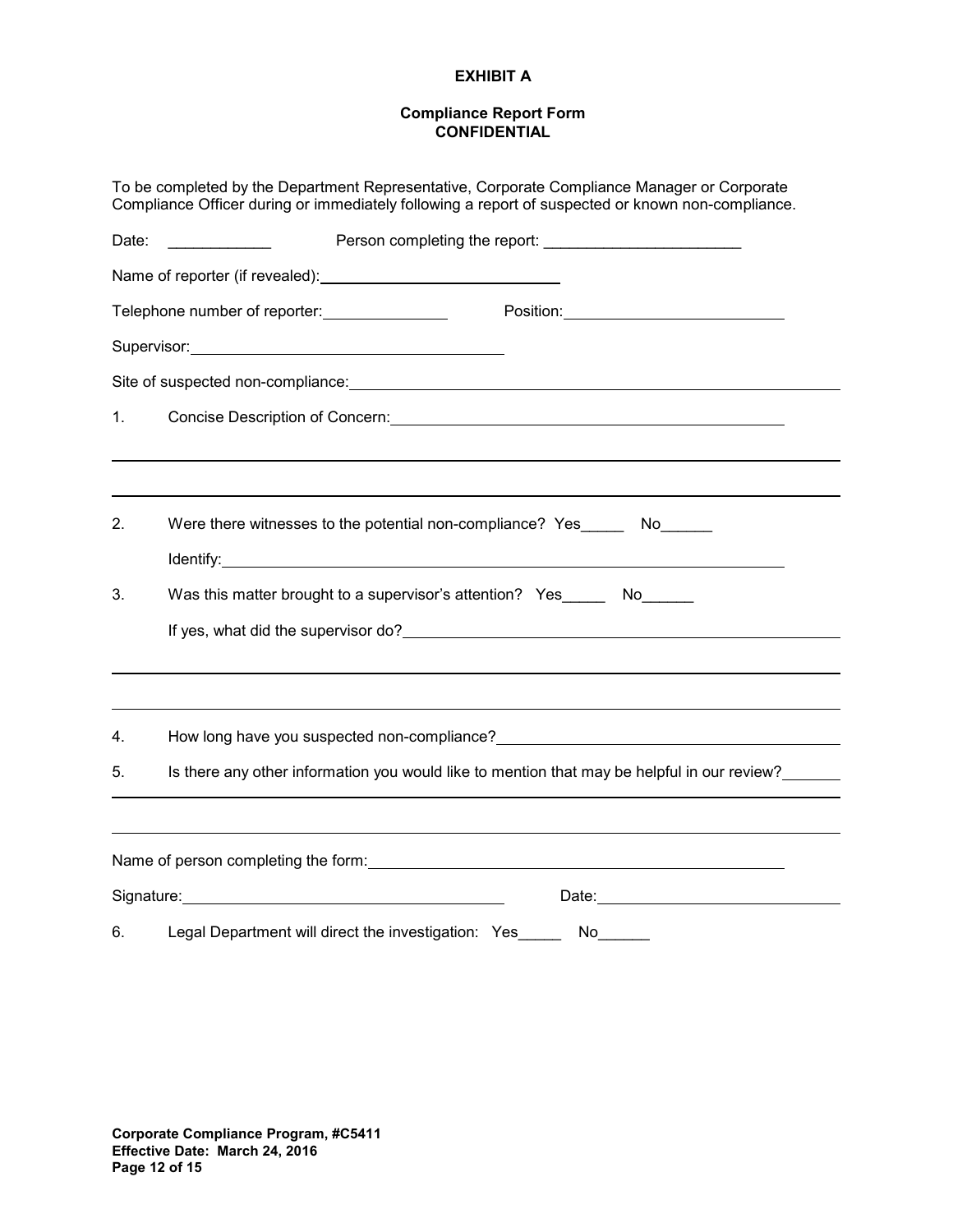**EXHIBIT A**

**Compliance Report Form**
**CONFIDENTIAL**

To be completed by the Department Representative, Corporate Compliance Manager or Corporate Compliance Officer during or immediately following a report of suspected or known non-compliance.

Date: ____________ Person completing the report: _______________________

Name of reporter (if revealed): ______________________________

Telephone number of reporter: _______________ Position: ___________________________

Supervisor: ______________________________________

Site of suspected non-compliance: ______________________________________________________________

1. Concise Description of Concern: ______________________________________________

______________________________________________________________________________

______________________________________________________________________________

2. Were there witnesses to the potential non-compliance? Yes_____ No______

   Identify: _______________________________________________________________________

3. Was this matter brought to a supervisor's attention? Yes_____ No______

   If yes, what did the supervisor do? _____________________________________________________

______________________________________________________________________________

______________________________________________________________________________

4. How long have you suspected non-compliance? _________________________________________

5. Is there any other information you would like to mention that may be helpful in our review? _______

______________________________________________________________________________

______________________________________________________________________________

Name of person completing the form: ____________________________________________________

Signature: _________________________________________ Date: _____________________________

6. Legal Department will direct the investigation: Yes_____ No______

**Corporate Compliance Program, #C5411**
**Effective Date: March 24, 2016**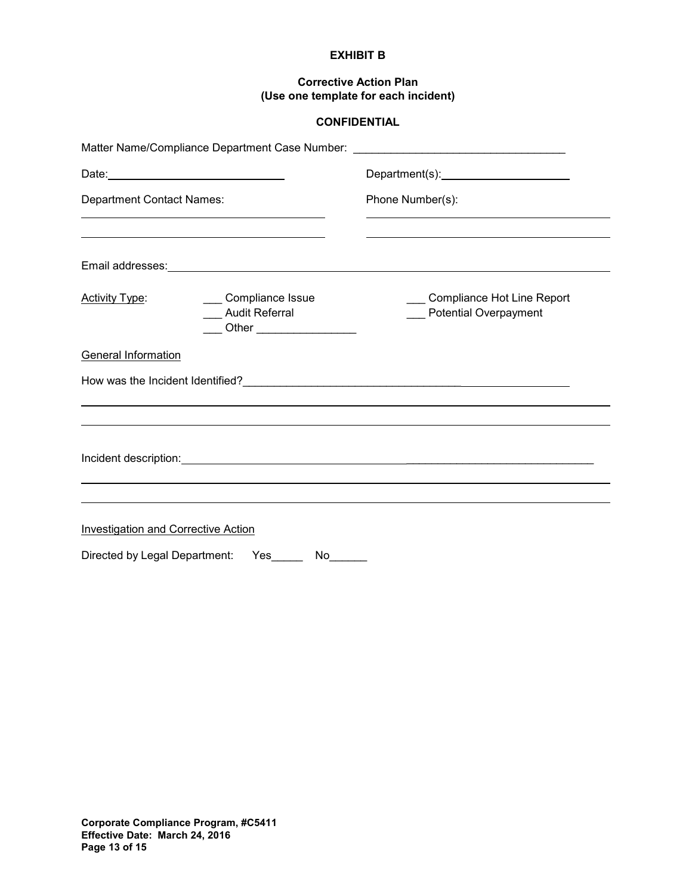**EXHIBIT B**

**Corrective Action Plan**
**(Use one template for each incident)**

**CONFIDENTIAL**

Matter Name/Compliance Department Case Number: ________________________________

Date: ____________________________ Department(s): ____________________

Department Contact Names: ____________________________

____________________________

Phone Number(s): ____________________________

____________________________

Email addresses: ____________________________________________________________

Activity Type:

___ Compliance Issue
___ Audit Referral
___ Other _______________
___ Compliance Hot Line Report
___ Potential Overpayment

General Information

How was the Incident Identified? ________________________________________________

____________________________________________________________________________

____________________________________________________________________________

Incident description: ______________________________________________________

____________________________________________________________________________

____________________________________________________________________________

Investigation and Corrective Action

Directed by Legal Department: Yes_____ No______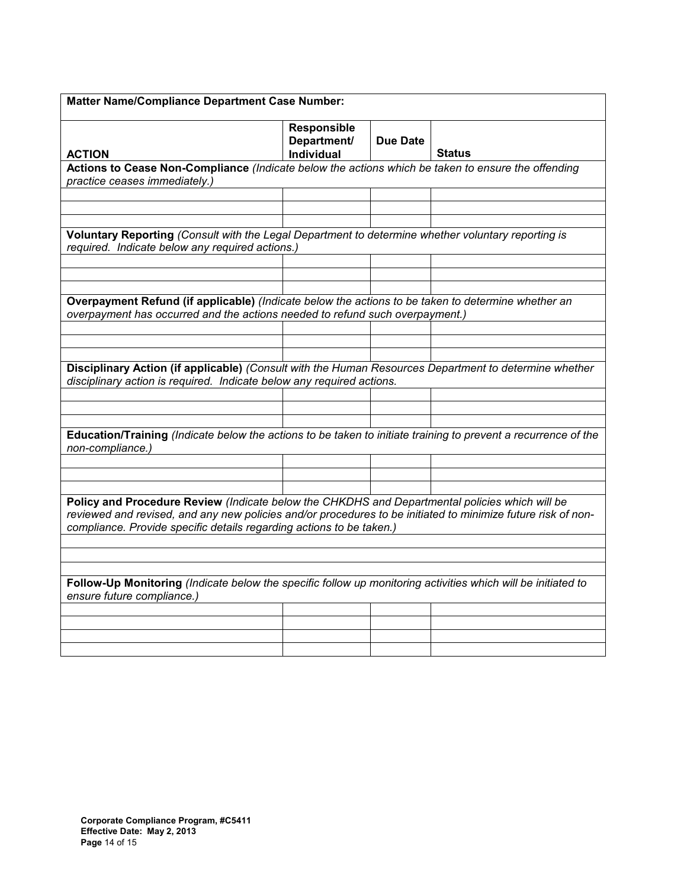| Matter Name/Compliance Department Case Number: | | | |
|---|---|---|---|
| **ACTION** | **Responsible Department/ Individual** | **Due Date** | **Status** |
| **Actions to Cease Non-Compliance** *(Indicate below the actions which be taken to ensure the offending practice ceases immediately.)* | | | |
| | | | |
| | | | |
| | | | |
| **Voluntary Reporting** *(Consult with the Legal Department to determine whether voluntary reporting is required. Indicate below any required actions.)* | | | |
| | | | |
| | | | |
| | | | |
| **Overpayment Refund (if applicable)** *(Indicate below the actions to be taken to determine whether an overpayment has occurred and the actions needed to refund such overpayment.)* | | | |
| | | | |
| | | | |
| | | | |
| **Disciplinary Action (if applicable)** *(Consult with the Human Resources Department to determine whether disciplinary action is required. Indicate below any required actions.* | | | |
| | | | |
| | | | |
| | | | |
| **Education/Training** *(Indicate below the actions to be taken to initiate training to prevent a recurrence of the non-compliance.)* | | | |
| | | | |
| | | | |
| | | | |
| **Policy and Procedure Review** *(Indicate below the CHKDHS and Departmental policies which will be reviewed and revised, and any new policies and/or procedures to be initiated to minimize future risk of non-compliance. Provide specific details regarding actions to be taken.)* | | | |
| | | | |
| | | | |
| | | | |
| **Follow-Up Monitoring** *(Indicate below the specific follow up monitoring activities which will be initiated to ensure future compliance.)* | | | |
| | | | |
| | | | |
| | | | |
| | | | |

**Corporate Compliance Program, #C5411**
**Effective Date: May 2, 2013**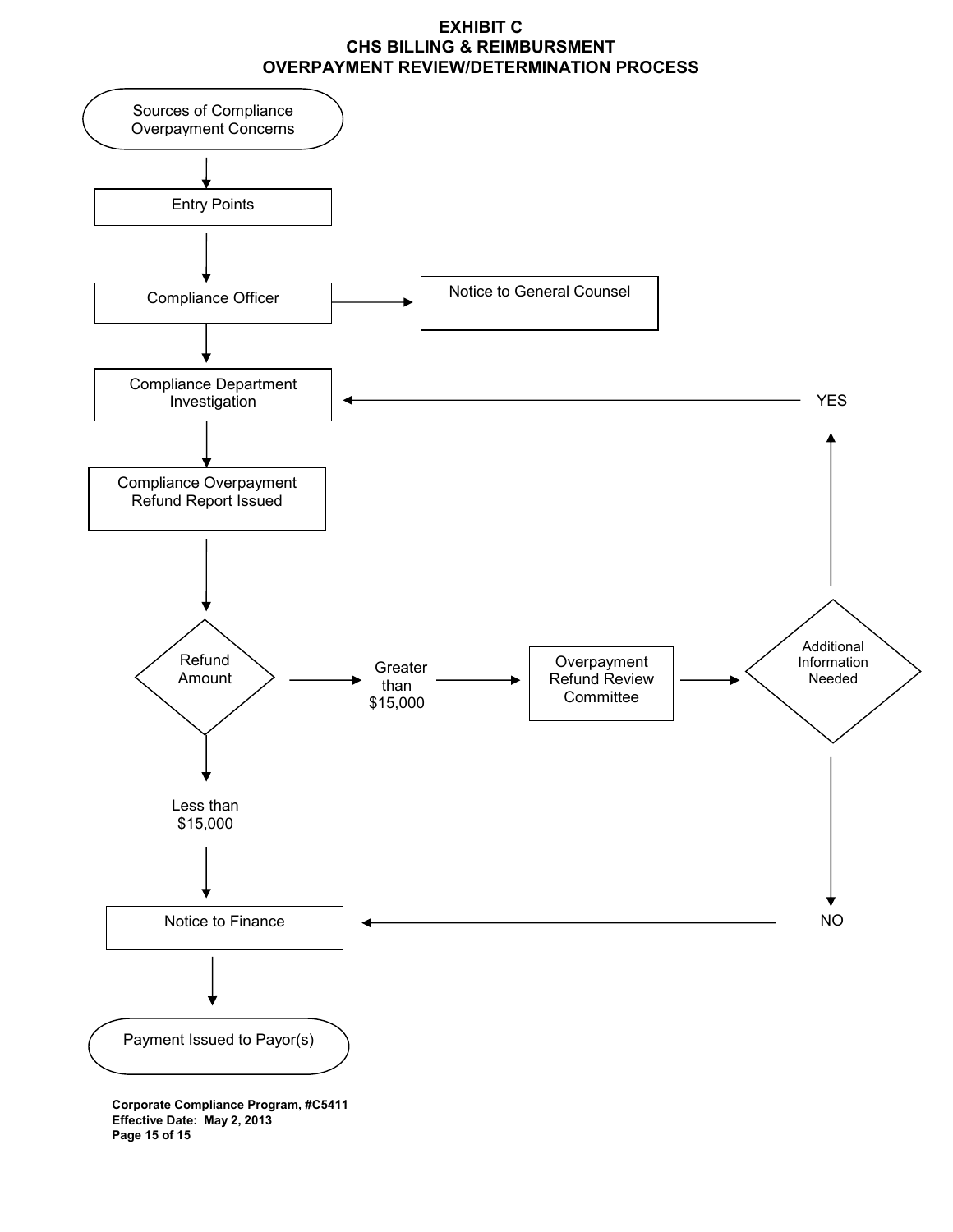# EXHIBIT C
## CHS BILLING & REIMBURSMENT
## OVERPAYMENT REVIEW/DETERMINATION PROCESS

Sources of Compliance Overpayment Concerns

Entry Points

Compliance Officer

Notice to General Counsel

Compliance Department Investigation

YES

Compliance Overpayment Refund Report Issued

Refund Amount

Greater than $15,000

Overpayment Refund Review Committee

Additional Information Needed

Less than $15,000

Notice to Finance

NO

Payment Issued to Payor(s)

**Corporate Compliance Program, #C5411**
**Effective Date: May 2, 2013**